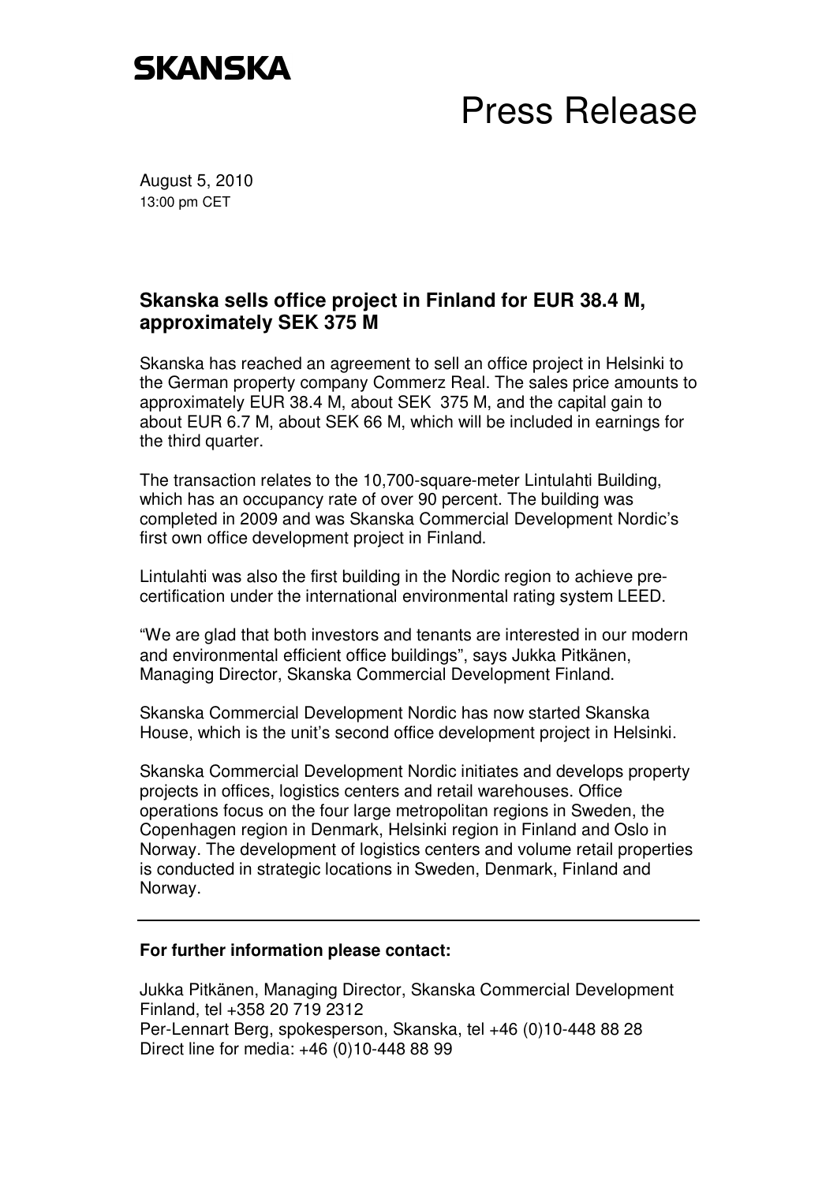SKANSKA

# Press Release

August 5, 2010
13:00 pm CET

## Skanska sells office project in Finland for EUR 38.4 M, approximately SEK 375 M

Skanska has reached an agreement to sell an office project in Helsinki to the German property company Commerz Real. The sales price amounts to approximately EUR 38.4 M, about SEK 375 M, and the capital gain to about EUR 6.7 M, about SEK 66 M, which will be included in earnings for the third quarter.

The transaction relates to the 10,700-square-meter Lintulahti Building, which has an occupancy rate of over 90 percent. The building was completed in 2009 and was Skanska Commercial Development Nordic's first own office development project in Finland.

Lintulahti was also the first building in the Nordic region to achieve pre-certification under the international environmental rating system LEED.

"We are glad that both investors and tenants are interested in our modern and environmental efficient office buildings", says Jukka Pitkänen, Managing Director, Skanska Commercial Development Finland.

Skanska Commercial Development Nordic has now started Skanska House, which is the unit's second office development project in Helsinki.

Skanska Commercial Development Nordic initiates and develops property projects in offices, logistics centers and retail warehouses. Office operations focus on the four large metropolitan regions in Sweden, the Copenhagen region in Denmark, Helsinki region in Finland and Oslo in Norway. The development of logistics centers and volume retail properties is conducted in strategic locations in Sweden, Denmark, Finland and Norway.

---

**For further information please contact:**

Jukka Pitkänen, Managing Director, Skanska Commercial Development Finland, tel +358 20 719 2312
Per-Lennart Berg, spokesperson, Skanska, tel +46 (0)10-448 88 28
Direct line for media: +46 (0)10-448 88 99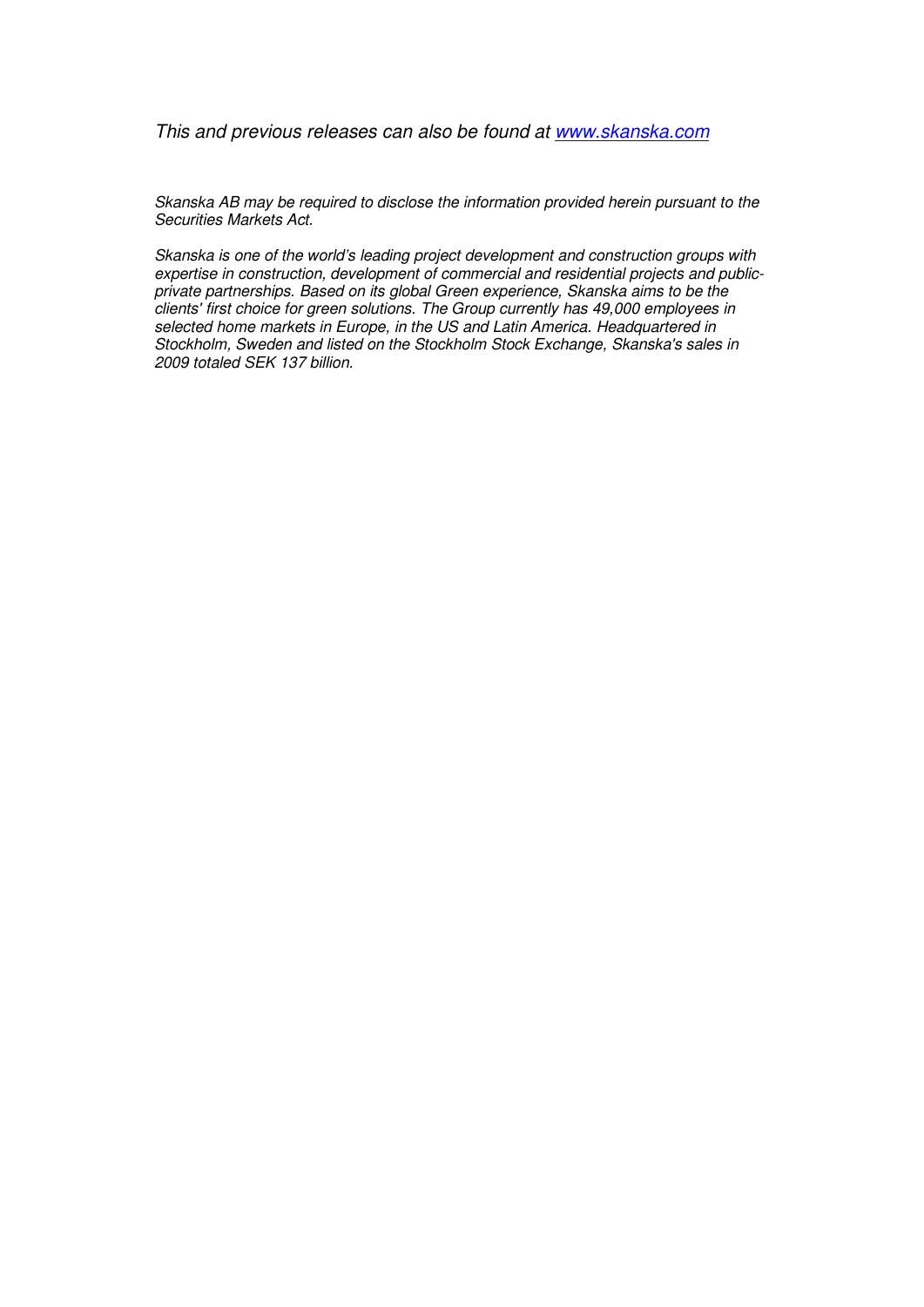*This and previous releases can also be found at [www.skanska.com](http://www.skanska.com)*

*Skanska AB may be required to disclose the information provided herein pursuant to the Securities Markets Act.*

*Skanska is one of the world's leading project development and construction groups with expertise in construction, development of commercial and residential projects and public-private partnerships. Based on its global Green experience, Skanska aims to be the clients' first choice for green solutions. The Group currently has 49,000 employees in selected home markets in Europe, in the US and Latin America. Headquartered in Stockholm, Sweden and listed on the Stockholm Stock Exchange, Skanska's sales in 2009 totaled SEK 137 billion.*